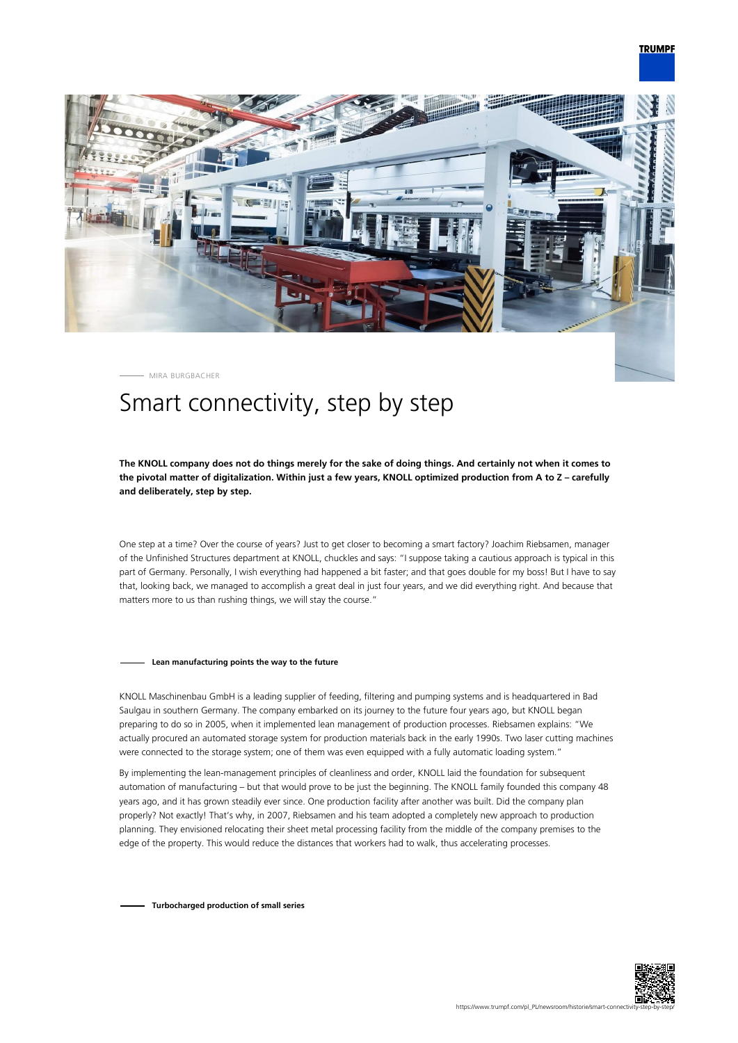MIRA BURGBACHER

# Smart connectivity, step by step

**The KNOLL company does not do things merely for the sake of doing things. And certainly not when it comes to the pivotal matter of digitalization. Within just a few years, KNOLL optimized production from A to Z – carefully and deliberately, step by step.**

One step at a time? Over the course of years? Just to get closer to becoming a smart factory? Joachim Riebsamen, manager of the Unfinished Structures department at KNOLL, chuckles and says: "I suppose taking a cautious approach is typical in this part of Germany. Personally, I wish everything had happened a bit faster; and that goes double for my boss! But I have to say that, looking back, we managed to accomplish a great deal in just four years, and we did everything right. And because that matters more to us than rushing things, we will stay the course."

#### Lean manufacturing points the way to the future

KNOLL Maschinenbau GmbH is a leading supplier of feeding, filtering and pumping systems and is headquartered in Bad Saulgau in southern Germany. The company embarked on its journey to the future four years ago, but KNOLL began preparing to do so in 2005, when it implemented lean management of production processes. Riebsamen explains: "We actually procured an automated storage system for production materials back in the early 1990s. Two laser cutting machines were connected to the storage system; one of them was even equipped with a fully automatic loading system."

By implementing the lean-management principles of cleanliness and order, KNOLL laid the foundation for subsequent automation of manufacturing – but that would prove to be just the beginning. The KNOLL family founded this company 48 years ago, and it has grown steadily ever since. One production facility after another was built. Did the company plan properly? Not exactly! That's why, in 2007, Riebsamen and his team adopted a completely new approach to production planning. They envisioned relocating their sheet metal processing facility from the middle of the company premises to the edge of the property. This would reduce the distances that workers had to walk, thus accelerating processes.

#### Turbocharged production of small series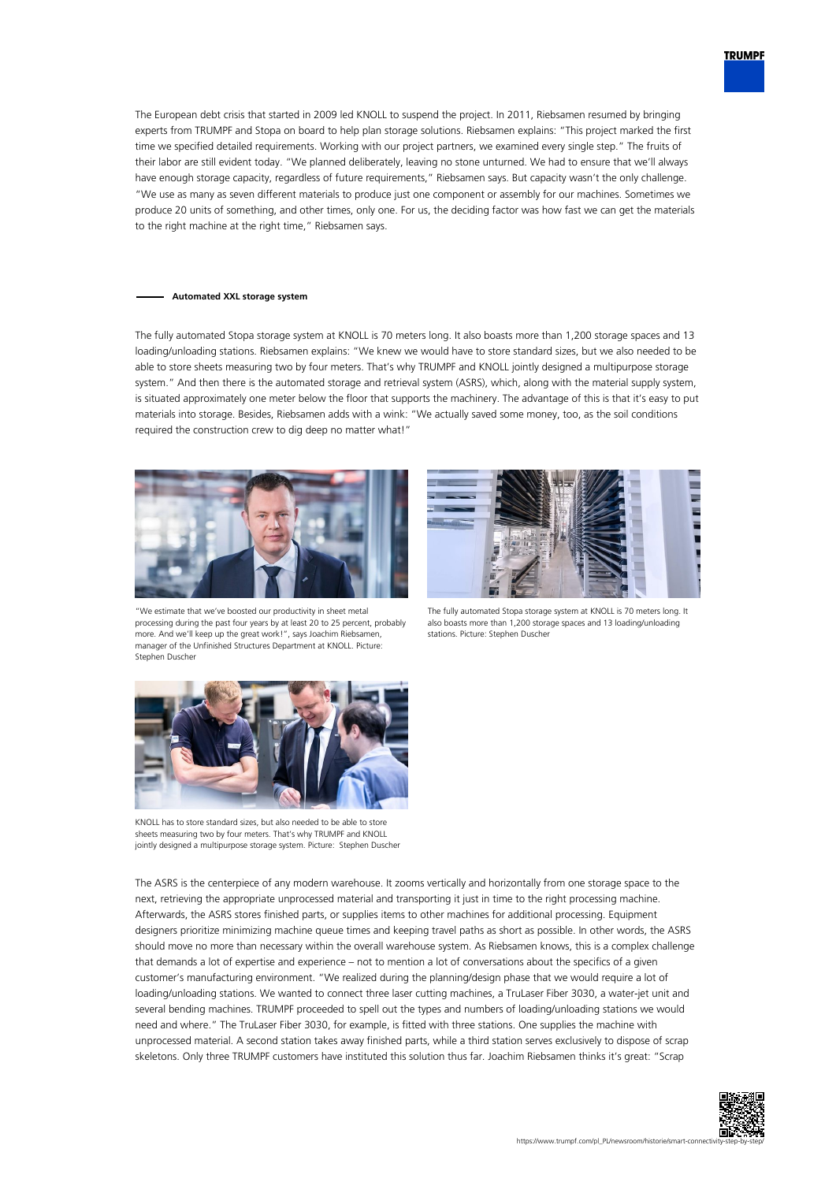The European debt crisis that started in 2009 led KNOLL to suspend the project. In 2011, Riebsamen resumed by bringing experts from TRUMPF and Stopa on board to help plan storage solutions. Riebsamen explains: "This project marked the first time we specified detailed requirements. Working with our project partners, we examined every single step." The fruits of their labor are still evident today. "We planned deliberately, leaving no stone unturned. We had to ensure that we'll always have enough storage capacity, regardless of future requirements," Riebsamen says. But capacity wasn't the only challenge. "We use as many as seven different materials to produce just one component or assembly for our machines. Sometimes we produce 20 units of something, and other times, only one. For us, the deciding factor was how fast we can get the materials to the right machine at the right time," Riebsamen says.

### Automated XXL storage system

The fully automated Stopa storage system at KNOLL is 70 meters long. It also boasts more than 1,200 storage spaces and 13 loading/unloading stations. Riebsamen explains: "We knew we would have to store standard sizes, but we also needed to be able to store sheets measuring two by four meters. That's why TRUMPF and KNOLL jointly designed a multipurpose storage system." And then there is the automated storage and retrieval system (ASRS), which, along with the material supply system, is situated approximately one meter below the floor that supports the machinery. The advantage of this is that it's easy to put materials into storage. Besides, Riebsamen adds with a wink: "We actually saved some money, too, as the soil conditions required the construction crew to dig deep no matter what!"

"We estimate that we've boosted our productivity in sheet metal processing during the past four years by at least 20 to 25 percent, probably more. And we'll keep up the great work!", says Joachim Riebsamen, manager of the Unfinished Structures Department at KNOLL. Picture: Stephen Duscher

The fully automated Stopa storage system at KNOLL is 70 meters long. It also boasts more than 1,200 storage spaces and 13 loading/unloading stations. Picture: Stephen Duscher

KNOLL has to store standard sizes, but also needed to be able to store sheets measuring two by four meters. That's why TRUMPF and KNOLL jointly designed a multipurpose storage system. Picture: Stephen Duscher

The ASRS is the centerpiece of any modern warehouse. It zooms vertically and horizontally from one storage space to the next, retrieving the appropriate unprocessed material and transporting it just in time to the right processing machine. Afterwards, the ASRS stores finished parts, or supplies items to other machines for additional processing. Equipment designers prioritize minimizing machine queue times and keeping travel paths as short as possible. In other words, the ASRS should move no more than necessary within the overall warehouse system. As Riebsamen knows, this is a complex challenge that demands a lot of expertise and experience – not to mention a lot of conversations about the specifics of a given customer's manufacturing environment. "We realized during the planning/design phase that we would require a lot of loading/unloading stations. We wanted to connect three laser cutting machines, a TruLaser Fiber 3030, a water-jet unit and several bending machines. TRUMPF proceeded to spell out the types and numbers of loading/unloading stations we would need and where." The TruLaser Fiber 3030, for example, is fitted with three stations. One supplies the machine with unprocessed material. A second station takes away finished parts, while a third station serves exclusively to dispose of scrap skeletons. Only three TRUMPF customers have instituted this solution thus far. Joachim Riebsamen thinks it's great: "Scrap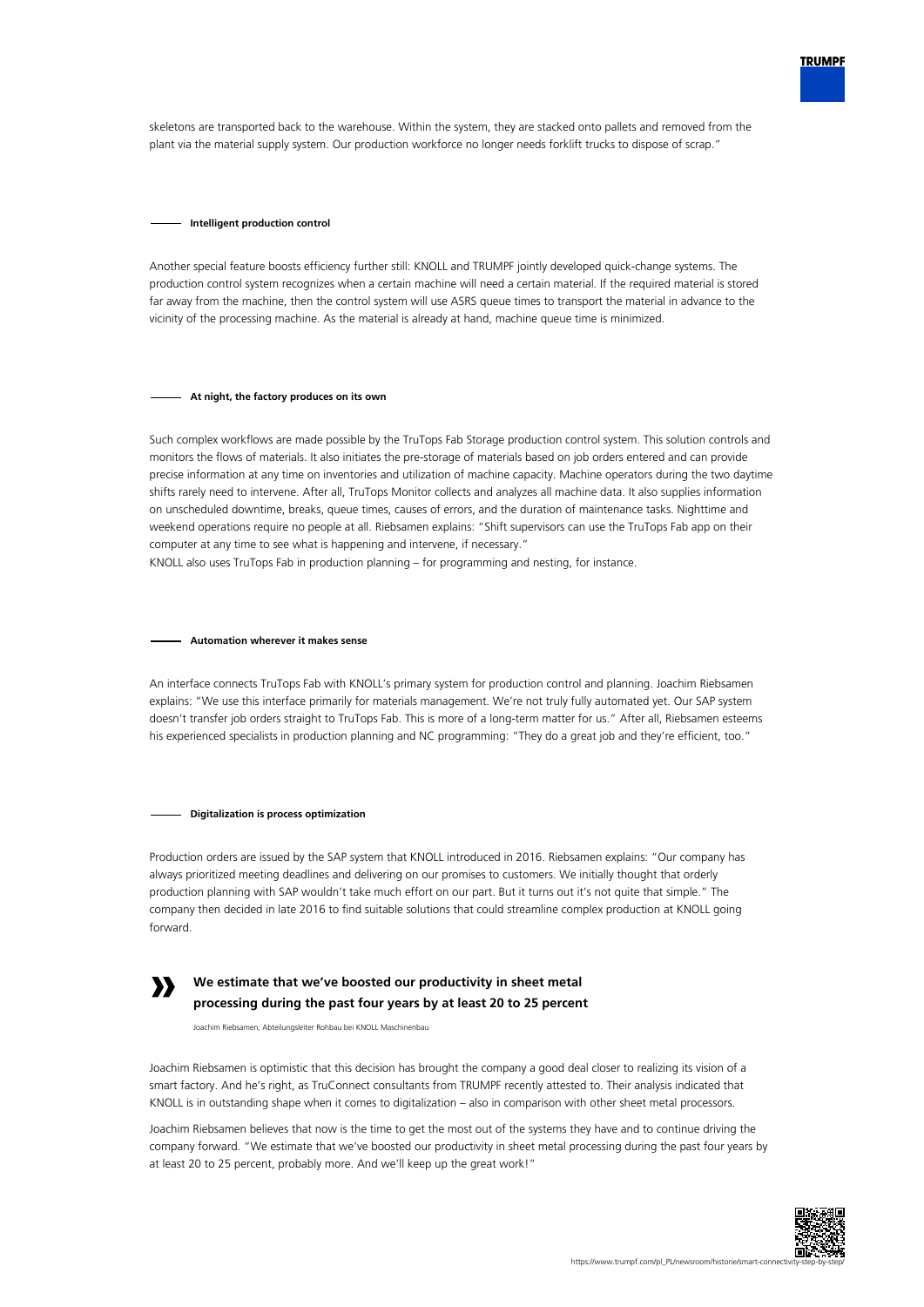skeletons are transported back to the warehouse. Within the system, they are stacked onto pallets and removed from the plant via the material supply system. Our production workforce no longer needs forklift trucks to dispose of scrap."

### Intelligent production control

Another special feature boosts efficiency further still: KNOLL and TRUMPF jointly developed quick-change systems. The production control system recognizes when a certain machine will need a certain material. If the required material is stored far away from the machine, then the control system will use ASRS queue times to transport the material in advance to the vicinity of the processing machine. As the material is already at hand, machine queue time is minimized.

### At night, the factory produces on its own

Such complex workflows are made possible by the TruTops Fab Storage production control system. This solution controls and monitors the flows of materials. It also initiates the pre-storage of materials based on job orders entered and can provide precise information at any time on inventories and utilization of machine capacity. Machine operators during the two daytime shifts rarely need to intervene. After all, TruTops Monitor collects and analyzes all machine data. It also supplies information on unscheduled downtime, breaks, queue times, causes of errors, and the duration of maintenance tasks. Nighttime and weekend operations require no people at all. Riebsamen explains: "Shift supervisors can use the TruTops Fab app on their computer at any time to see what is happening and intervene, if necessary."
KNOLL also uses TruTops Fab in production planning – for programming and nesting, for instance.

### Automation wherever it makes sense

An interface connects TruTops Fab with KNOLL's primary system for production control and planning. Joachim Riebsamen explains: "We use this interface primarily for materials management. We're not truly fully automated yet. Our SAP system doesn't transfer job orders straight to TruTops Fab. This is more of a long-term matter for us." After all, Riebsamen esteems his experienced specialists in production planning and NC programming: "They do a great job and they're efficient, too."

### Digitalization is process optimization

Production orders are issued by the SAP system that KNOLL introduced in 2016. Riebsamen explains: "Our company has always prioritized meeting deadlines and delivering on our promises to customers. We initially thought that orderly production planning with SAP wouldn't take much effort on our part. But it turns out it's not quite that simple." The company then decided in late 2016 to find suitable solutions that could streamline complex production at KNOLL going forward.

> **We estimate that we've boosted our productivity in sheet metal processing during the past four years by at least 20 to 25 percent**
>
> Joachim Riebsamen, Abteilungsleiter Rohbau bei KNOLL Maschinenbau

Joachim Riebsamen is optimistic that this decision has brought the company a good deal closer to realizing its vision of a smart factory. And he's right, as TruConnect consultants from TRUMPF recently attested to. Their analysis indicated that KNOLL is in outstanding shape when it comes to digitalization – also in comparison with other sheet metal processors.

Joachim Riebsamen believes that now is the time to get the most out of the systems they have and to continue driving the company forward. "We estimate that we've boosted our productivity in sheet metal processing during the past four years by at least 20 to 25 percent, probably more. And we'll keep up the great work!"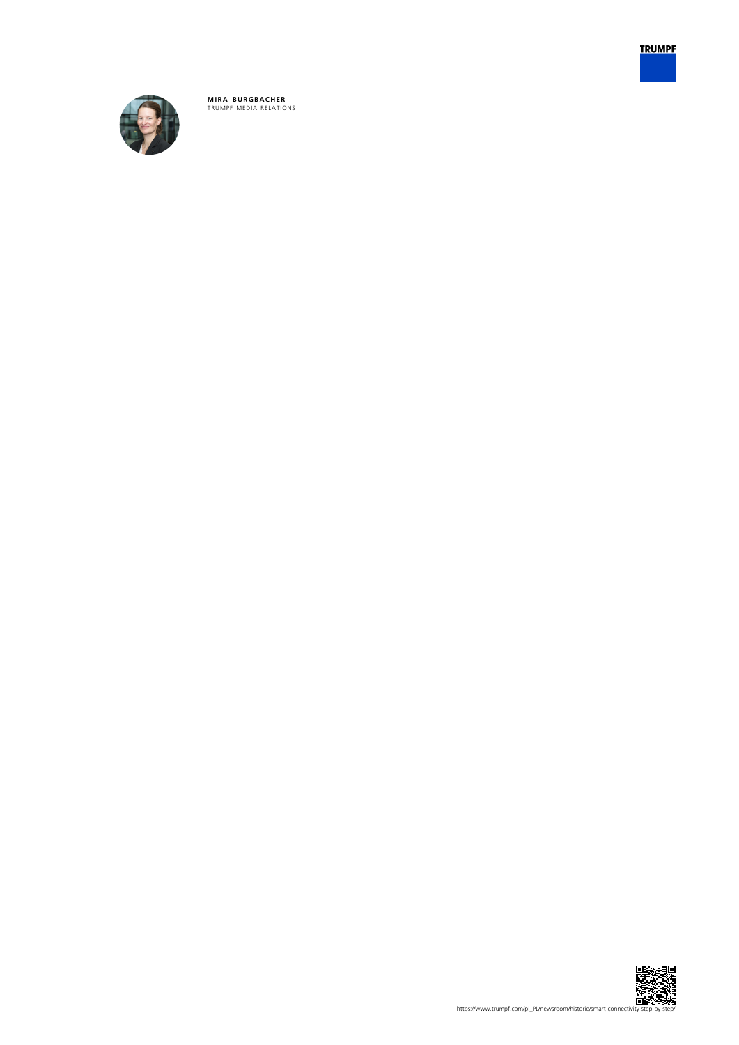**MIRA BURGBACHER**
TRUMPF MEDIA RELATIONS

https://www.trumpf.com/pl_PL/newsroom/historie/smart-connectivity-step-by-step/